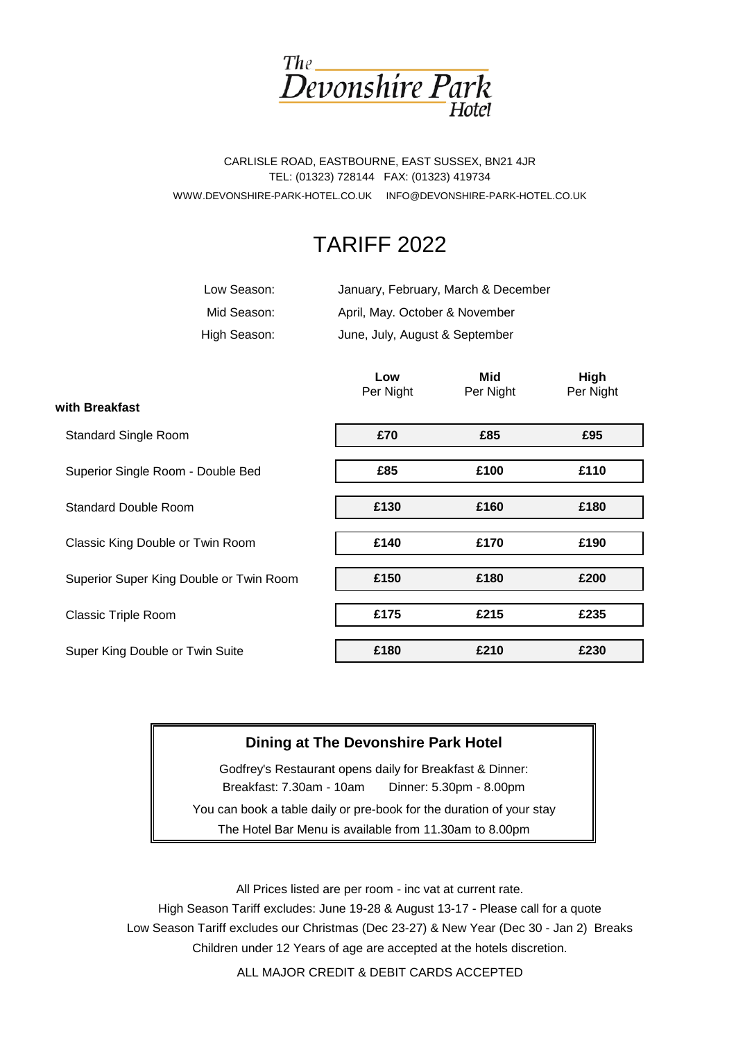# The Devonshire Park Hotel

CARLISLE ROAD, EASTBOURNE, EAST SUSSEX, BN21 4JR
TEL: (01323) 728144 FAX: (01323) 419734
WWW.DEVONSHIRE-PARK-HOTEL.CO.UK INFO@DEVONSHIRE-PARK-HOTEL.CO.UK

## TARIFF 2022

Low Season: January, February, March & December
Mid Season: April, May. October & November
High Season: June, July, August & September

| with Breakfast | Low Per Night | Mid Per Night | High Per Night |
|---|---|---|---|
| Standard Single Room | £70 | £85 | £95 |
| Superior Single Room - Double Bed | £85 | £100 | £110 |
| Standard Double Room | £130 | £160 | £180 |
| Classic King Double or Twin Room | £140 | £170 | £190 |
| Superior Super King Double or Twin Room | £150 | £180 | £200 |
| Classic Triple Room | £175 | £215 | £235 |
| Super King Double or Twin Suite | £180 | £210 | £230 |

### Dining at The Devonshire Park Hotel

Godfrey's Restaurant opens daily for Breakfast & Dinner:
Breakfast: 7.30am - 10am Dinner: 5.30pm - 8.00pm
You can book a table daily or pre-book for the duration of your stay
The Hotel Bar Menu is available from 11.30am to 8.00pm

All Prices listed are per room - inc vat at current rate.
High Season Tariff excludes: June 19-28 & August 13-17 - Please call for a quote
Low Season Tariff excludes our Christmas (Dec 23-27) & New Year (Dec 30 - Jan 2) Breaks
Children under 12 Years of age are accepted at the hotels discretion.

ALL MAJOR CREDIT & DEBIT CARDS ACCEPTED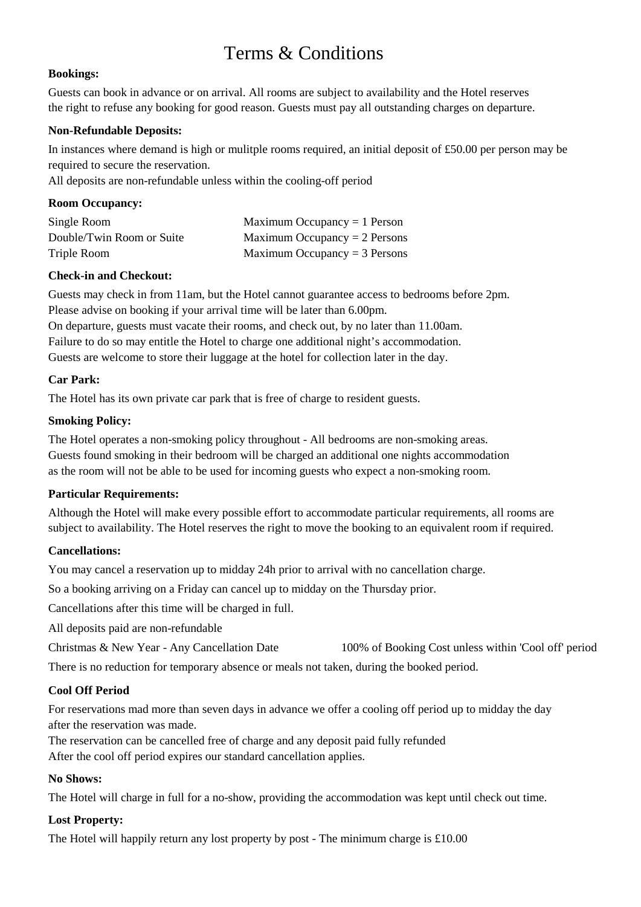# Terms & Conditions

**Bookings:**

Guests can book in advance or on arrival. All rooms are subject to availability and the Hotel reserves the right to refuse any booking for good reason. Guests must pay all outstanding charges on departure.

**Non-Refundable Deposits:**

In instances where demand is high or mulitple rooms required, an initial deposit of £50.00 per person may be required to secure the reservation.
All deposits are non-refundable unless within the cooling-off period

**Room Occupancy:**

| | |
|---|---|
| Single Room | Maximum Occupancy = 1 Person |
| Double/Twin Room or Suite | Maximum Occupancy = 2 Persons |
| Triple Room | Maximum Occupancy = 3 Persons |

**Check-in and Checkout:**

Guests may check in from 11am, but the Hotel cannot guarantee access to bedrooms before 2pm.
Please advise on booking if your arrival time will be later than 6.00pm.
On departure, guests must vacate their rooms, and check out, by no later than 11.00am.
Failure to do so may entitle the Hotel to charge one additional night's accommodation.
Guests are welcome to store their luggage at the hotel for collection later in the day.

**Car Park:**

The Hotel has its own private car park that is free of charge to resident guests.

**Smoking Policy:**

The Hotel operates a non-smoking policy throughout - All bedrooms are non-smoking areas.
Guests found smoking in their bedroom will be charged an additional one nights accommodation as the room will not be able to be used for incoming guests who expect a non-smoking room.

**Particular Requirements:**

Although the Hotel will make every possible effort to accommodate particular requirements, all rooms are subject to availability. The Hotel reserves the right to move the booking to an equivalent room if required.

**Cancellations:**

You may cancel a reservation up to midday 24h prior to arrival with no cancellation charge.

So a booking arriving on a Friday can cancel up to midday on the Thursday prior.

Cancellations after this time will be charged in full.

All deposits paid are non-refundable

| | |
|---|---|
| Christmas & New Year - Any Cancellation Date | 100% of Booking Cost unless within 'Cool off' period |

There is no reduction for temporary absence or meals not taken, during the booked period.

**Cool Off Period**

For reservations mad more than seven days in advance we offer a cooling off period up to midday the day after the reservation was made.
The reservation can be cancelled free of charge and any deposit paid fully refunded
After the cool off period expires our standard cancellation applies.

**No Shows:**

The Hotel will charge in full for a no-show, providing the accommodation was kept until check out time.

**Lost Property:**

The Hotel will happily return any lost property by post - The minimum charge is £10.00